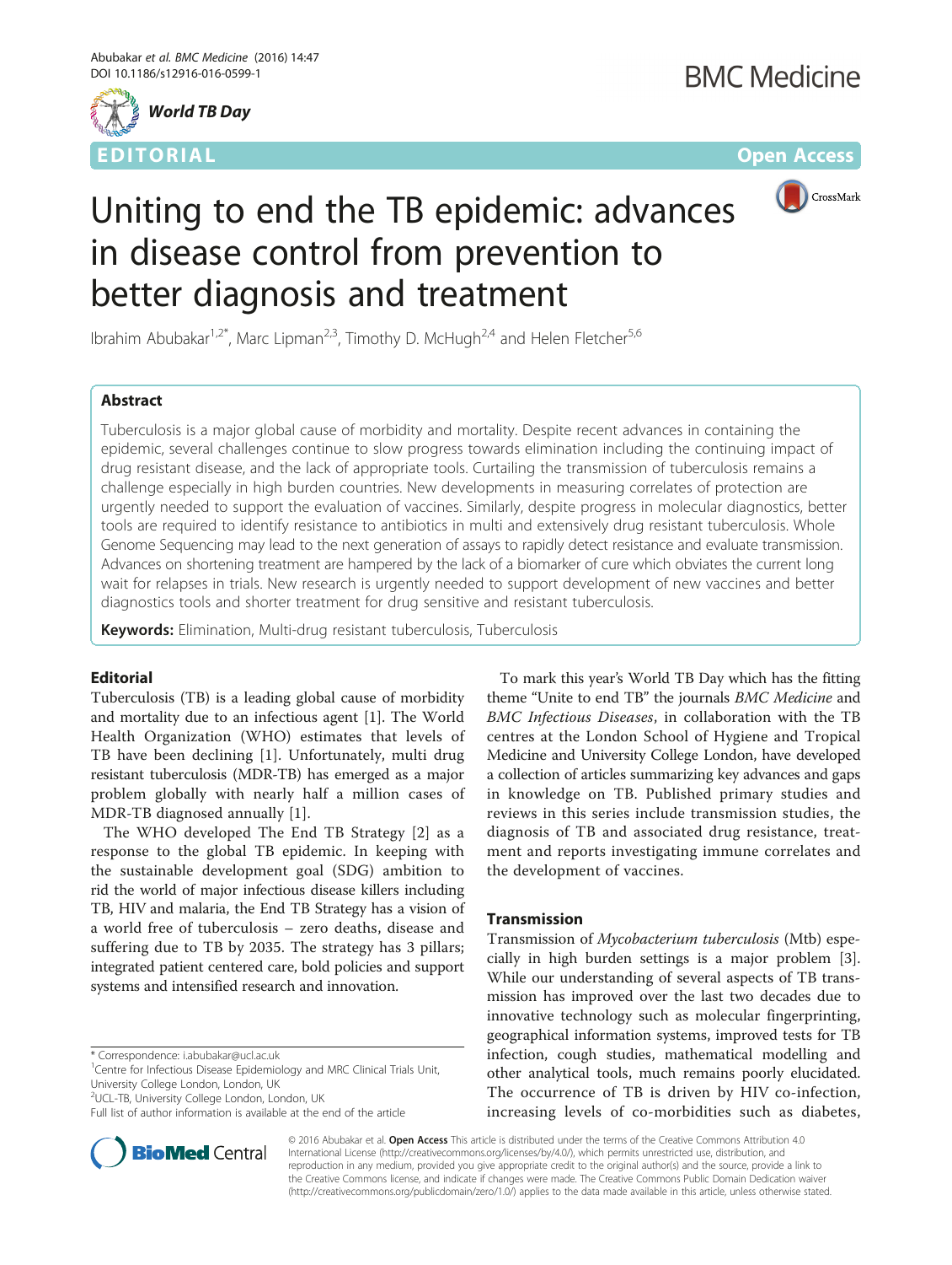World TB Day

EDITORIAL

Open Access

# Uniting to end the TB epidemic: advances in disease control from prevention to better diagnosis and treatment

Ibrahim Abubakar[1,2*], Marc Lipman[2,3], Timothy D. McHugh[2,4] and Helen Fletcher[5,6]

## Abstract

Tuberculosis is a major global cause of morbidity and mortality. Despite recent advances in containing the epidemic, several challenges continue to slow progress towards elimination including the continuing impact of drug resistant disease, and the lack of appropriate tools. Curtailing the transmission of tuberculosis remains a challenge especially in high burden countries. New developments in measuring correlates of protection are urgently needed to support the evaluation of vaccines. Similarly, despite progress in molecular diagnostics, better tools are required to identify resistance to antibiotics in multi and extensively drug resistant tuberculosis. Whole Genome Sequencing may lead to the next generation of assays to rapidly detect resistance and evaluate transmission. Advances on shortening treatment are hampered by the lack of a biomarker of cure which obviates the current long wait for relapses in trials. New research is urgently needed to support development of new vaccines and better diagnostics tools and shorter treatment for drug sensitive and resistant tuberculosis.

**Keywords:** Elimination, Multi-drug resistant tuberculosis, Tuberculosis

## Editorial

Tuberculosis (TB) is a leading global cause of morbidity and mortality due to an infectious agent [1]. The World Health Organization (WHO) estimates that levels of TB have been declining [1]. Unfortunately, multi drug resistant tuberculosis (MDR-TB) has emerged as a major problem globally with nearly half a million cases of MDR-TB diagnosed annually [1].

The WHO developed The End TB Strategy [2] as a response to the global TB epidemic. In keeping with the sustainable development goal (SDG) ambition to rid the world of major infectious disease killers including TB, HIV and malaria, the End TB Strategy has a vision of a world free of tuberculosis – zero deaths, disease and suffering due to TB by 2035. The strategy has 3 pillars; integrated patient centered care, bold policies and support systems and intensified research and innovation.

To mark this year's World TB Day which has the fitting theme "Unite to end TB" the journals *BMC Medicine* and *BMC Infectious Diseases*, in collaboration with the TB centres at the London School of Hygiene and Tropical Medicine and University College London, have developed a collection of articles summarizing key advances and gaps in knowledge on TB. Published primary studies and reviews in this series include transmission studies, the diagnosis of TB and associated drug resistance, treatment and reports investigating immune correlates and the development of vaccines.

## Transmission

Transmission of *Mycobacterium tuberculosis* (Mtb) especially in high burden settings is a major problem [3]. While our understanding of several aspects of TB transmission has improved over the last two decades due to innovative technology such as molecular fingerprinting, geographical information systems, improved tests for TB infection, cough studies, mathematical modelling and other analytical tools, much remains poorly elucidated. The occurrence of TB is driven by HIV co-infection, increasing levels of co-morbidities such as diabetes,

\* Correspondence: i.abubakar@ucl.ac.uk
[1]Centre for Infectious Disease Epidemiology and MRC Clinical Trials Unit, University College London, London, UK
[2]UCL-TB, University College London, London, UK
Full list of author information is available at the end of the article

© 2016 Abubakar et al. **Open Access** This article is distributed under the terms of the Creative Commons Attribution 4.0 International License (http://creativecommons.org/licenses/by/4.0/), which permits unrestricted use, distribution, and reproduction in any medium, provided you give appropriate credit to the original author(s) and the source, provide a link to the Creative Commons license, and indicate if changes were made. The Creative Commons Public Domain Dedication waiver (http://creativecommons.org/publicdomain/zero/1.0/) applies to the data made available in this article, unless otherwise stated.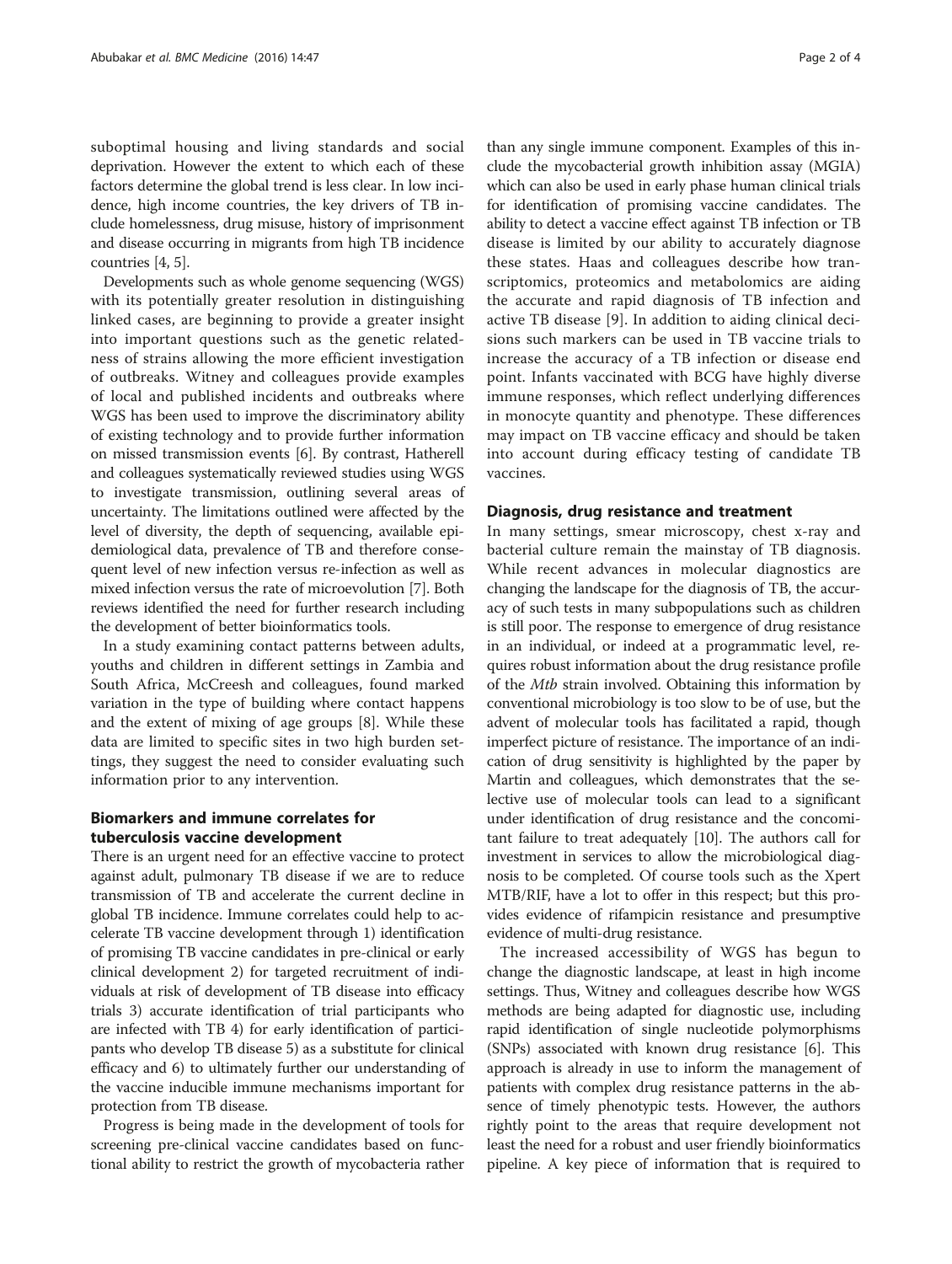suboptimal housing and living standards and social deprivation. However the extent to which each of these factors determine the global trend is less clear. In low incidence, high income countries, the key drivers of TB include homelessness, drug misuse, history of imprisonment and disease occurring in migrants from high TB incidence countries [4, 5].

Developments such as whole genome sequencing (WGS) with its potentially greater resolution in distinguishing linked cases, are beginning to provide a greater insight into important questions such as the genetic relatedness of strains allowing the more efficient investigation of outbreaks. Witney and colleagues provide examples of local and published incidents and outbreaks where WGS has been used to improve the discriminatory ability of existing technology and to provide further information on missed transmission events [6]. By contrast, Hatherell and colleagues systematically reviewed studies using WGS to investigate transmission, outlining several areas of uncertainty. The limitations outlined were affected by the level of diversity, the depth of sequencing, available epidemiological data, prevalence of TB and therefore consequent level of new infection versus re-infection as well as mixed infection versus the rate of microevolution [7]. Both reviews identified the need for further research including the development of better bioinformatics tools.

In a study examining contact patterns between adults, youths and children in different settings in Zambia and South Africa, McCreesh and colleagues, found marked variation in the type of building where contact happens and the extent of mixing of age groups [8]. While these data are limited to specific sites in two high burden settings, they suggest the need to consider evaluating such information prior to any intervention.

## Biomarkers and immune correlates for tuberculosis vaccine development

There is an urgent need for an effective vaccine to protect against adult, pulmonary TB disease if we are to reduce transmission of TB and accelerate the current decline in global TB incidence. Immune correlates could help to accelerate TB vaccine development through 1) identification of promising TB vaccine candidates in pre-clinical or early clinical development 2) for targeted recruitment of individuals at risk of development of TB disease into efficacy trials 3) accurate identification of trial participants who are infected with TB 4) for early identification of participants who develop TB disease 5) as a substitute for clinical efficacy and 6) to ultimately further our understanding of the vaccine inducible immune mechanisms important for protection from TB disease.

Progress is being made in the development of tools for screening pre-clinical vaccine candidates based on functional ability to restrict the growth of mycobacteria rather than any single immune component. Examples of this include the mycobacterial growth inhibition assay (MGIA) which can also be used in early phase human clinical trials for identification of promising vaccine candidates. The ability to detect a vaccine effect against TB infection or TB disease is limited by our ability to accurately diagnose these states. Haas and colleagues describe how transcriptomics, proteomics and metabolomics are aiding the accurate and rapid diagnosis of TB infection and active TB disease [9]. In addition to aiding clinical decisions such markers can be used in TB vaccine trials to increase the accuracy of a TB infection or disease end point. Infants vaccinated with BCG have highly diverse immune responses, which reflect underlying differences in monocyte quantity and phenotype. These differences may impact on TB vaccine efficacy and should be taken into account during efficacy testing of candidate TB vaccines.

## Diagnosis, drug resistance and treatment

In many settings, smear microscopy, chest x-ray and bacterial culture remain the mainstay of TB diagnosis. While recent advances in molecular diagnostics are changing the landscape for the diagnosis of TB, the accuracy of such tests in many subpopulations such as children is still poor. The response to emergence of drug resistance in an individual, or indeed at a programmatic level, requires robust information about the drug resistance profile of the *Mtb* strain involved. Obtaining this information by conventional microbiology is too slow to be of use, but the advent of molecular tools has facilitated a rapid, though imperfect picture of resistance. The importance of an indication of drug sensitivity is highlighted by the paper by Martin and colleagues, which demonstrates that the selective use of molecular tools can lead to a significant under identification of drug resistance and the concomitant failure to treat adequately [10]. The authors call for investment in services to allow the microbiological diagnosis to be completed. Of course tools such as the Xpert MTB/RIF, have a lot to offer in this respect; but this provides evidence of rifampicin resistance and presumptive evidence of multi-drug resistance.

The increased accessibility of WGS has begun to change the diagnostic landscape, at least in high income settings. Thus, Witney and colleagues describe how WGS methods are being adapted for diagnostic use, including rapid identification of single nucleotide polymorphisms (SNPs) associated with known drug resistance [6]. This approach is already in use to inform the management of patients with complex drug resistance patterns in the absence of timely phenotypic tests. However, the authors rightly point to the areas that require development not least the need for a robust and user friendly bioinformatics pipeline. A key piece of information that is required to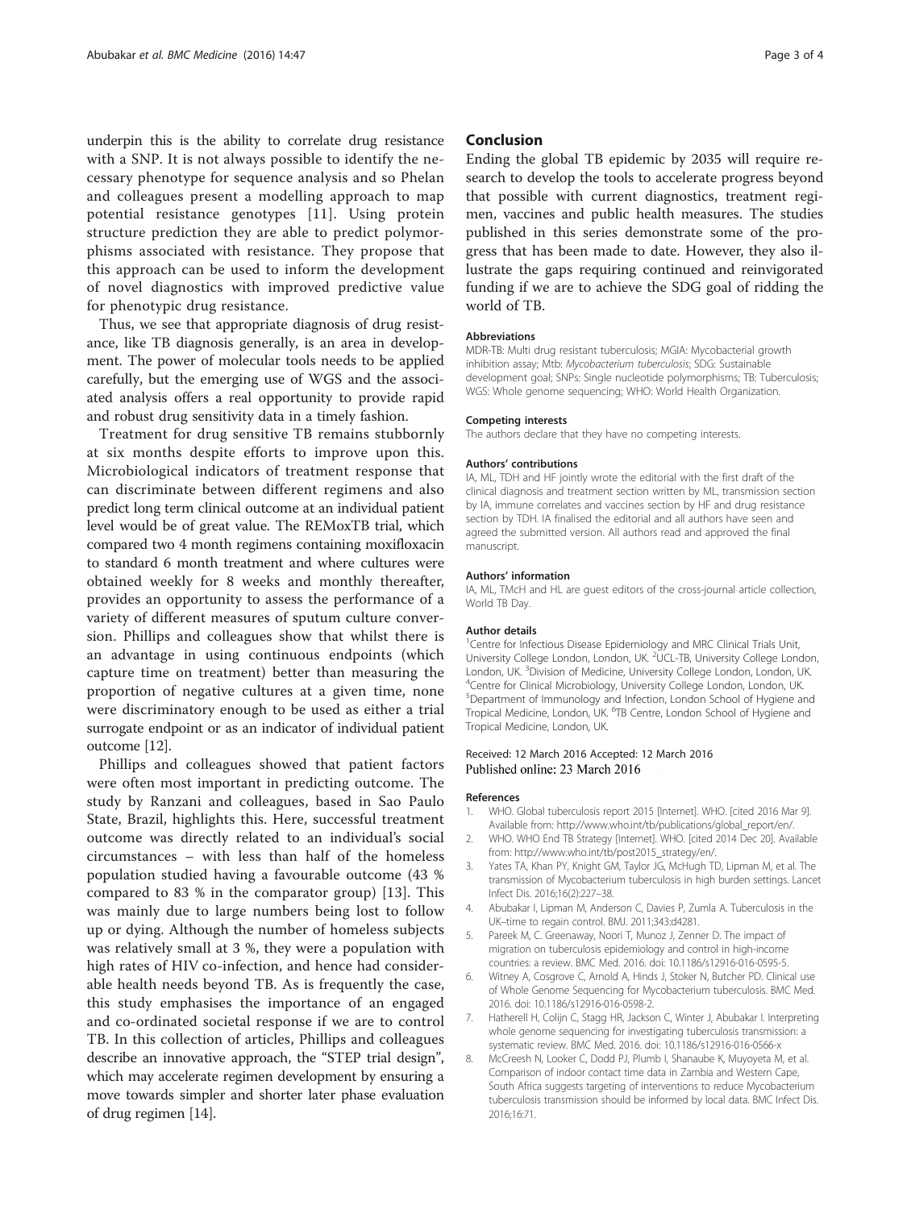underpin this is the ability to correlate drug resistance with a SNP. It is not always possible to identify the necessary phenotype for sequence analysis and so Phelan and colleagues present a modelling approach to map potential resistance genotypes [11]. Using protein structure prediction they are able to predict polymorphisms associated with resistance. They propose that this approach can be used to inform the development of novel diagnostics with improved predictive value for phenotypic drug resistance.

Thus, we see that appropriate diagnosis of drug resistance, like TB diagnosis generally, is an area in development. The power of molecular tools needs to be applied carefully, but the emerging use of WGS and the associated analysis offers a real opportunity to provide rapid and robust drug sensitivity data in a timely fashion.

Treatment for drug sensitive TB remains stubbornly at six months despite efforts to improve upon this. Microbiological indicators of treatment response that can discriminate between different regimens and also predict long term clinical outcome at an individual patient level would be of great value. The REMoxTB trial, which compared two 4 month regimens containing moxifloxacin to standard 6 month treatment and where cultures were obtained weekly for 8 weeks and monthly thereafter, provides an opportunity to assess the performance of a variety of different measures of sputum culture conversion. Phillips and colleagues show that whilst there is an advantage in using continuous endpoints (which capture time on treatment) better than measuring the proportion of negative cultures at a given time, none were discriminatory enough to be used as either a trial surrogate endpoint or as an indicator of individual patient outcome [12].

Phillips and colleagues showed that patient factors were often most important in predicting outcome. The study by Ranzani and colleagues, based in Sao Paulo State, Brazil, highlights this. Here, successful treatment outcome was directly related to an individual's social circumstances – with less than half of the homeless population studied having a favourable outcome (43 % compared to 83 % in the comparator group) [13]. This was mainly due to large numbers being lost to follow up or dying. Although the number of homeless subjects was relatively small at 3 %, they were a population with high rates of HIV co-infection, and hence had considerable health needs beyond TB. As is frequently the case, this study emphasises the importance of an engaged and co-ordinated societal response if we are to control TB. In this collection of articles, Phillips and colleagues describe an innovative approach, the "STEP trial design", which may accelerate regimen development by ensuring a move towards simpler and shorter later phase evaluation of drug regimen [14].

## Conclusion

Ending the global TB epidemic by 2035 will require research to develop the tools to accelerate progress beyond that possible with current diagnostics, treatment regimen, vaccines and public health measures. The studies published in this series demonstrate some of the progress that has been made to date. However, they also illustrate the gaps requiring continued and reinvigorated funding if we are to achieve the SDG goal of ridding the world of TB.

#### Abbreviations

MDR-TB: Multi drug resistant tuberculosis; MGIA: Mycobacterial growth inhibition assay; Mtb: *Mycobacterium tuberculosis*; SDG: Sustainable development goal; SNPs: Single nucleotide polymorphisms; TB: Tuberculosis; WGS: Whole genome sequencing; WHO: World Health Organization.

#### Competing interests

The authors declare that they have no competing interests.

#### Authors' contributions

IA, ML, TDH and HF jointly wrote the editorial with the first draft of the clinical diagnosis and treatment section written by ML, transmission section by IA, immune correlates and vaccines section by HF and drug resistance section by TDH. IA finalised the editorial and all authors have seen and agreed the submitted version. All authors read and approved the final manuscript.

#### Authors' information

IA, ML, TMcH and HL are guest editors of the cross-journal article collection, World TB Day.

#### Author details

[1]Centre for Infectious Disease Epidemiology and MRC Clinical Trials Unit, University College London, London, UK. [2]UCL-TB, University College London, London, UK. [3]Division of Medicine, University College London, London, UK. [4]Centre for Clinical Microbiology, University College London, London, UK. [5]Department of Immunology and Infection, London School of Hygiene and Tropical Medicine, London, UK. [6]TB Centre, London School of Hygiene and Tropical Medicine, London, UK.

Received: 12 March 2016 Accepted: 12 March 2016
Published online: 23 March 2016

#### References

1. WHO. Global tuberculosis report 2015 [Internet]. WHO. [cited 2016 Mar 9]. Available from: http://www.who.int/tb/publications/global_report/en/.
2. WHO. WHO End TB Strategy [Internet]. WHO. [cited 2014 Dec 20]. Available from: http://www.who.int/tb/post2015_strategy/en/.
3. Yates TA, Khan PY, Knight GM, Taylor JG, McHugh TD, Lipman M, et al. The transmission of Mycobacterium tuberculosis in high burden settings. Lancet Infect Dis. 2016;16(2):227–38.
4. Abubakar I, Lipman M, Anderson C, Davies P, Zumla A. Tuberculosis in the UK–time to regain control. BMJ. 2011;343:d4281.
5. Pareek M, C. Greenaway, Noori T, Munoz J, Zenner D. The impact of migration on tuberculosis epidemiology and control in high-income countries: a review. BMC Med. 2016. doi: 10.1186/s12916-016-0595-5.
6. Witney A, Cosgrove C, Arnold A, Hinds J, Stoker N, Butcher PD. Clinical use of Whole Genome Sequencing for Mycobacterium tuberculosis. BMC Med. 2016. doi: 10.1186/s12916-016-0598-2.
7. Hatherell H, Colijn C, Stagg HR, Jackson C, Winter J, Abubakar I. Interpreting whole genome sequencing for investigating tuberculosis transmission: a systematic review. BMC Med. 2016. doi: 10.1186/s12916-016-0566-x
8. McCreesh N, Looker C, Dodd PJ, Plumb I, Shanaube K, Muyoyeta M, et al. Comparison of indoor contact time data in Zambia and Western Cape, South Africa suggests targeting of interventions to reduce Mycobacterium tuberculosis transmission should be informed by local data. BMC Infect Dis. 2016;16:71.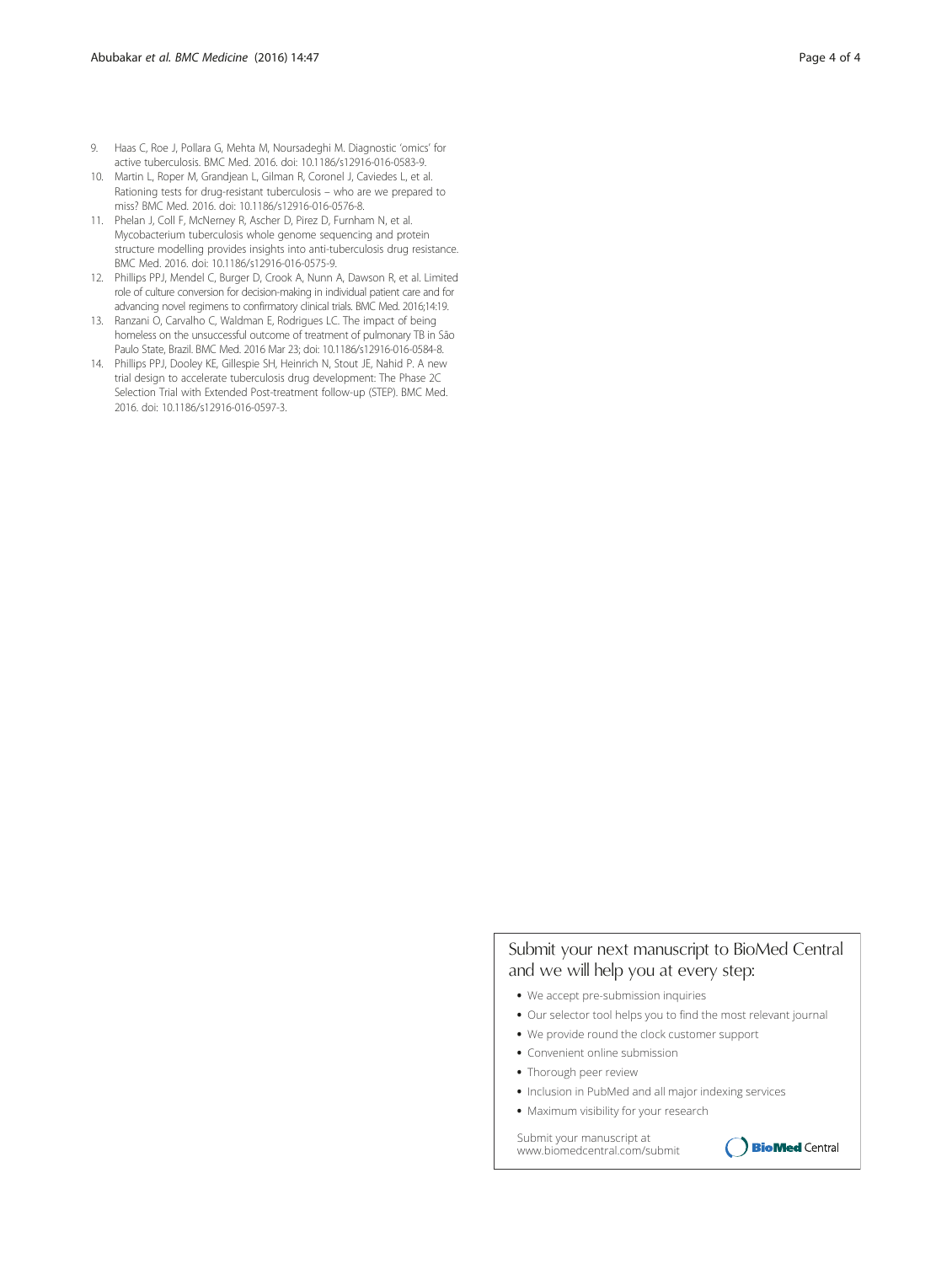9. Haas C, Roe J, Pollara G, Mehta M, Noursadeghi M. Diagnostic 'omics' for active tuberculosis. BMC Med. 2016. doi: 10.1186/s12916-016-0583-9.
10. Martin L, Roper M, Grandjean L, Gilman R, Coronel J, Caviedes L, et al. Rationing tests for drug-resistant tuberculosis – who are we prepared to miss? BMC Med. 2016. doi: 10.1186/s12916-016-0576-8.
11. Phelan J, Coll F, McNerney R, Ascher D, Pirez D, Furnham N, et al. Mycobacterium tuberculosis whole genome sequencing and protein structure modelling provides insights into anti-tuberculosis drug resistance. BMC Med. 2016. doi: 10.1186/s12916-016-0575-9.
12. Phillips PPJ, Mendel C, Burger D, Crook A, Nunn A, Dawson R, et al. Limited role of culture conversion for decision-making in individual patient care and for advancing novel regimens to confirmatory clinical trials. BMC Med. 2016;14:19.
13. Ranzani O, Carvalho C, Waldman E, Rodrigues LC. The impact of being homeless on the unsuccessful outcome of treatment of pulmonary TB in São Paulo State, Brazil. BMC Med. 2016 Mar 23; doi: 10.1186/s12916-016-0584-8.
14. Phillips PPJ, Dooley KE, Gillespie SH, Heinrich N, Stout JE, Nahid P. A new trial design to accelerate tuberculosis drug development: The Phase 2C Selection Trial with Extended Post-treatment follow-up (STEP). BMC Med. 2016. doi: 10.1186/s12916-016-0597-3.

Submit your next manuscript to BioMed Central and we will help you at every step:

- We accept pre-submission inquiries
- Our selector tool helps you to find the most relevant journal
- We provide round the clock customer support
- Convenient online submission
- Thorough peer review
- Inclusion in PubMed and all major indexing services
- Maximum visibility for your research

Submit your manuscript at
www.biomedcentral.com/submit

BioMed Central